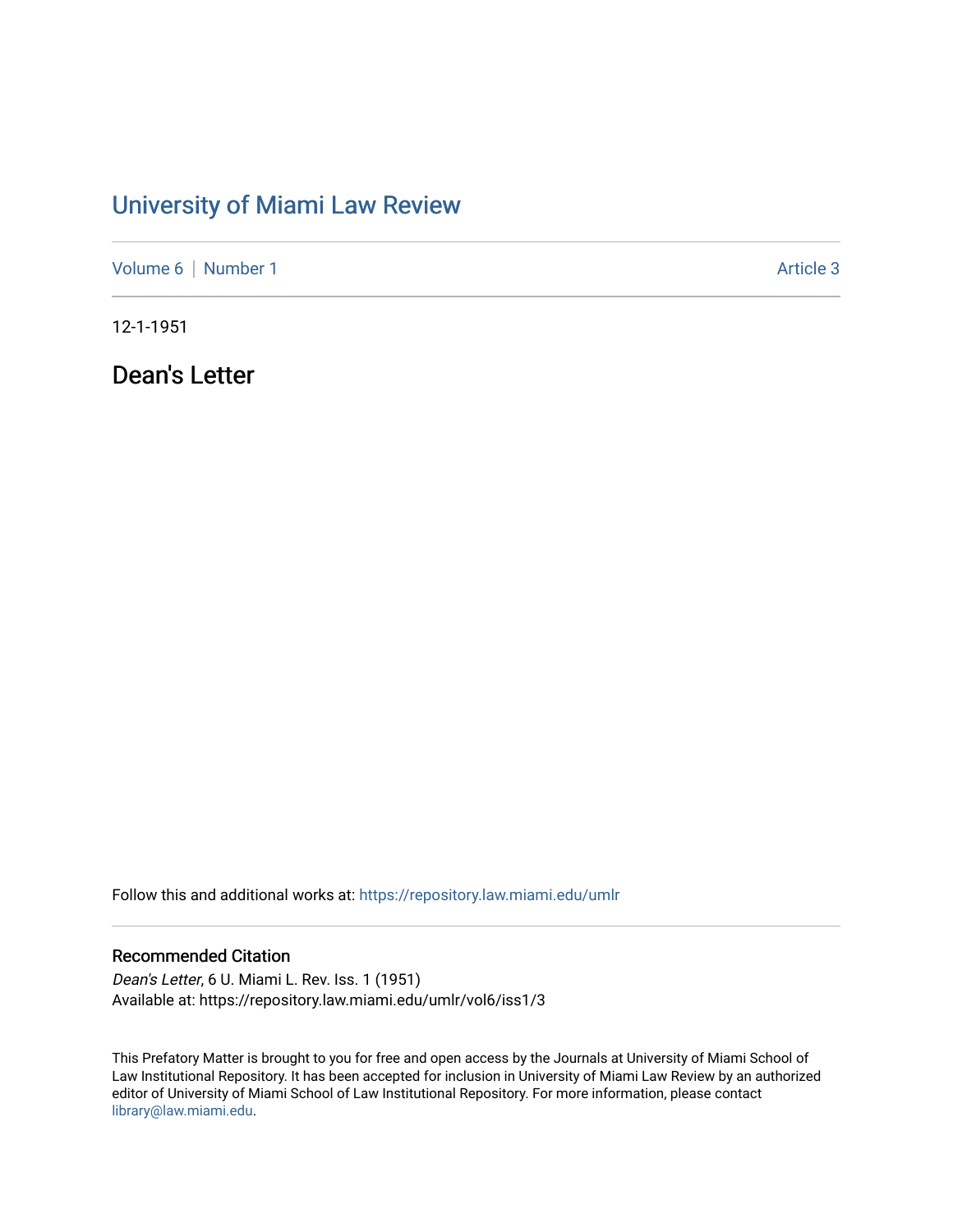# University of Miami Law Review

Volume 6 | Number 1 — Article 3

12-1-1951

## Dean's Letter

Follow this and additional works at: https://repository.law.miami.edu/umlr

### Recommended Citation

*Dean's Letter*, 6 U. Miami L. Rev. Iss. 1 (1951)
Available at: https://repository.law.miami.edu/umlr/vol6/iss1/3

This Prefatory Matter is brought to you for free and open access by the Journals at University of Miami School of Law Institutional Repository. It has been accepted for inclusion in University of Miami Law Review by an authorized editor of University of Miami School of Law Institutional Repository. For more information, please contact library@law.miami.edu.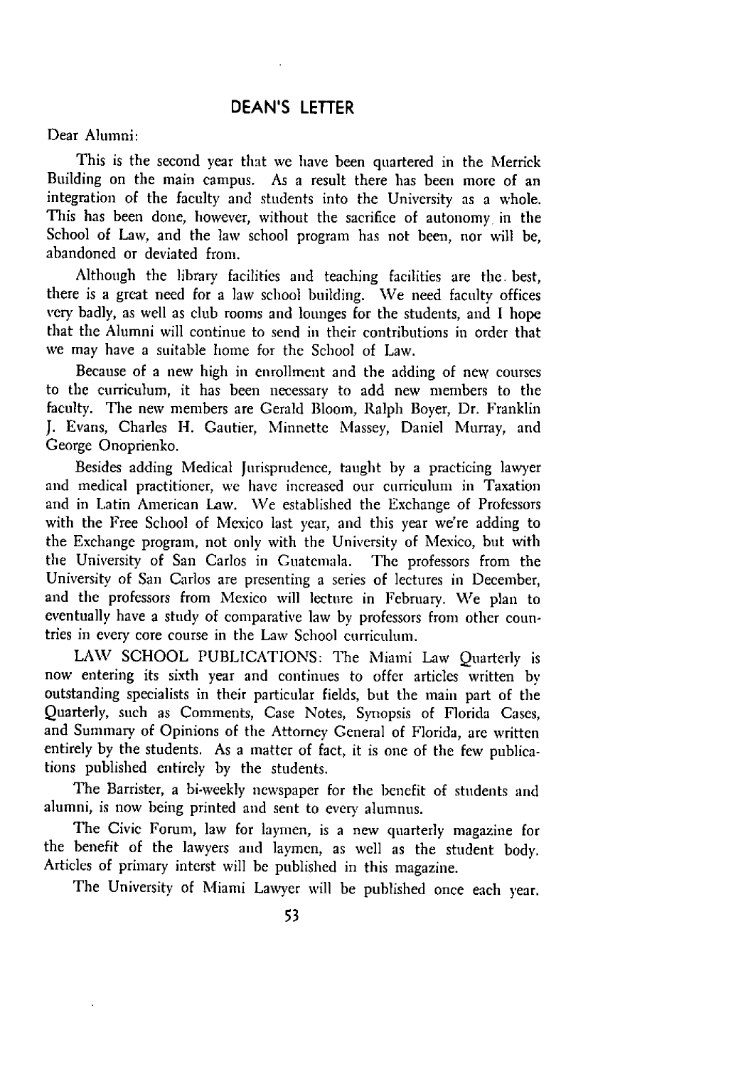## DEAN'S LETTER

Dear Alumni:

This is the second year that we have been quartered in the Merrick Building on the main campus. As a result there has been more of an integration of the faculty and students into the University as a whole. This has been done, however, without the sacrifice of autonomy in the School of Law, and the law school program has not been, nor will be, abandoned or deviated from.

Although the library facilities and teaching facilities are the best, there is a great need for a law school building. We need faculty offices very badly, as well as club rooms and lounges for the students, and I hope that the Alumni will continue to send in their contributions in order that we may have a suitable home for the School of Law.

Because of a new high in enrollment and the adding of new courses to the curriculum, it has been necessary to add new members to the faculty. The new members are Gerald Bloom, Ralph Boyer, Dr. Franklin J. Evans, Charles H. Gautier, Minnette Massey, Daniel Murray, and George Onoprienko.

Besides adding Medical Jurisprudence, taught by a practicing lawyer and medical practitioner, we have increased our curriculum in Taxation and in Latin American Law. We established the Exchange of Professors with the Free School of Mexico last year, and this year we're adding to the Exchange program, not only with the University of Mexico, but with the University of San Carlos in Guatemala. The professors from the University of San Carlos are presenting a series of lectures in December, and the professors from Mexico will lecture in February. We plan to eventually have a study of comparative law by professors from other countries in every core course in the Law School curriculum.

LAW SCHOOL PUBLICATIONS: The Miami Law Quarterly is now entering its sixth year and continues to offer articles written by outstanding specialists in their particular fields, but the main part of the Quarterly, such as Comments, Case Notes, Synopsis of Florida Cases, and Summary of Opinions of the Attorney General of Florida, are written entirely by the students. As a matter of fact, it is one of the few publications published entirely by the students.

The Barrister, a bi-weekly newspaper for the benefit of students and alumni, is now being printed and sent to every alumnus.

The Civic Forum, law for laymen, is a new quarterly magazine for the benefit of the lawyers and laymen, as well as the student body. Articles of primary interst will be published in this magazine.

The University of Miami Lawyer will be published once each year.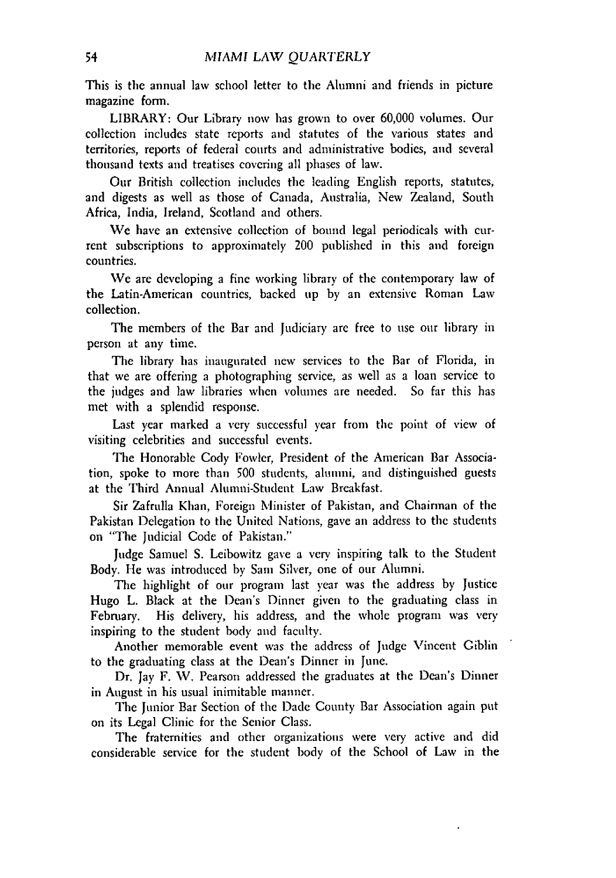This is the annual law school letter to the Alumni and friends in picture magazine form.

LIBRARY: Our Library now has grown to over 60,000 volumes. Our collection includes state reports and statutes of the various states and territories, reports of federal courts and administrative bodies, and several thousand texts and treatises covering all phases of law.

Our British collection includes the leading English reports, statutes, and digests as well as those of Canada, Australia, New Zealand, South Africa, India, Ireland, Scotland and others.

We have an extensive collection of bound legal periodicals with current subscriptions to approximately 200 published in this and foreign countries.

We are developing a fine working library of the contemporary law of the Latin-American countries, backed up by an extensive Roman Law collection.

The members of the Bar and Judiciary are free to use our library in person at any time.

The library has inaugurated new services to the Bar of Florida, in that we are offering a photographing service, as well as a loan service to the judges and law libraries when volumes are needed. So far this has met with a splendid response.

Last year marked a very successful year from the point of view of visiting celebrities and successful events.

The Honorable Cody Fowler, President of the American Bar Association, spoke to more than 500 students, alumni, and distinguished guests at the Third Annual Alumni-Student Law Breakfast.

Sir Zafrulla Khan, Foreign Minister of Pakistan, and Chairman of the Pakistan Delegation to the United Nations, gave an address to the students on "The Judicial Code of Pakistan."

Judge Samuel S. Leibowitz gave a very inspiring talk to the Student Body. He was introduced by Sam Silver, one of our Alumni.

The highlight of our program last year was the address by Justice Hugo L. Black at the Dean's Dinner given to the graduating class in February. His delivery, his address, and the whole program was very inspiring to the student body and faculty.

Another memorable event was the address of Judge Vincent Giblin to the graduating class at the Dean's Dinner in June.

Dr. Jay F. W. Pearson addressed the graduates at the Dean's Dinner in August in his usual inimitable manner.

The Junior Bar Section of the Dade County Bar Association again put on its Legal Clinic for the Senior Class.

The fraternities and other organizations were very active and did considerable service for the student body of the School of Law in the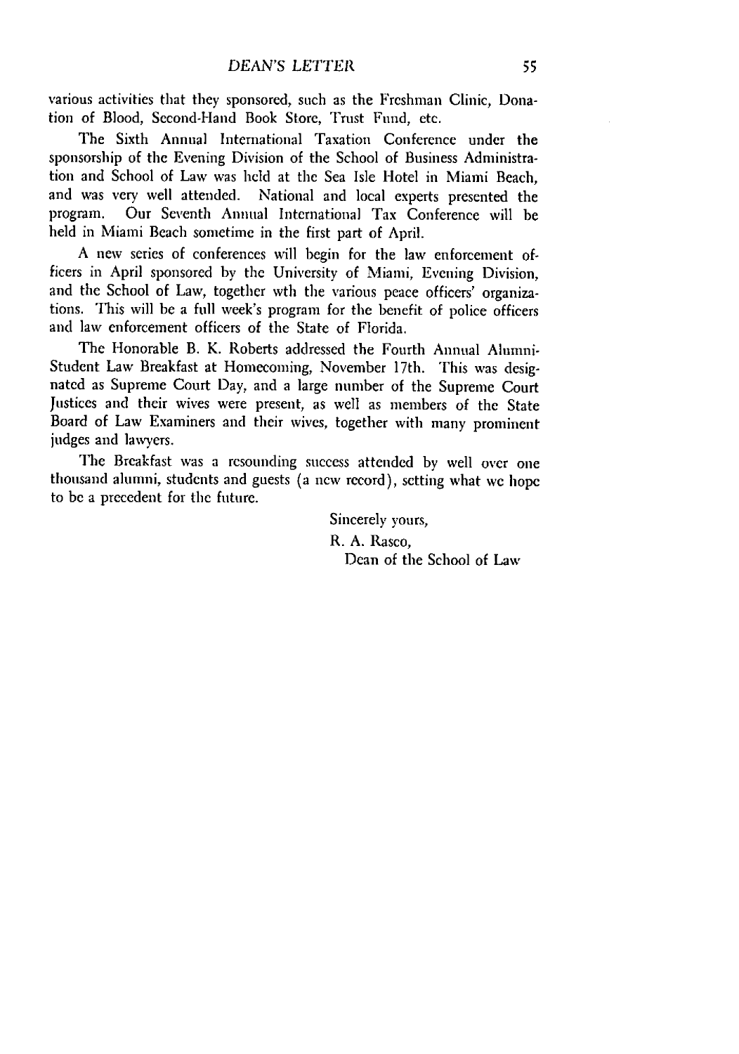various activities that they sponsored, such as the Freshman Clinic, Donation of Blood, Second-Hand Book Store, Trust Fund, etc.

The Sixth Annual International Taxation Conference under the sponsorship of the Evening Division of the School of Business Administration and School of Law was held at the Sea Isle Hotel in Miami Beach, and was very well attended. National and local experts presented the program. Our Seventh Annual International Tax Conference will be held in Miami Beach sometime in the first part of April.

A new series of conferences will begin for the law enforcement officers in April sponsored by the University of Miami, Evening Division, and the School of Law, together wth the various peace officers' organizations. This will be a full week's program for the benefit of police officers and law enforcement officers of the State of Florida.

The Honorable B. K. Roberts addressed the Fourth Annual Alumni-Student Law Breakfast at Homecoming, November 17th. This was designated as Supreme Court Day, and a large number of the Supreme Court Justices and their wives were present, as well as members of the State Board of Law Examiners and their wives, together with many prominent judges and lawyers.

The Breakfast was a resounding success attended by well over one thousand alumni, students and guests (a new record), setting what we hope to be a precedent for the future.

Sincerely yours,

R. A. Rasco,
Dean of the School of Law